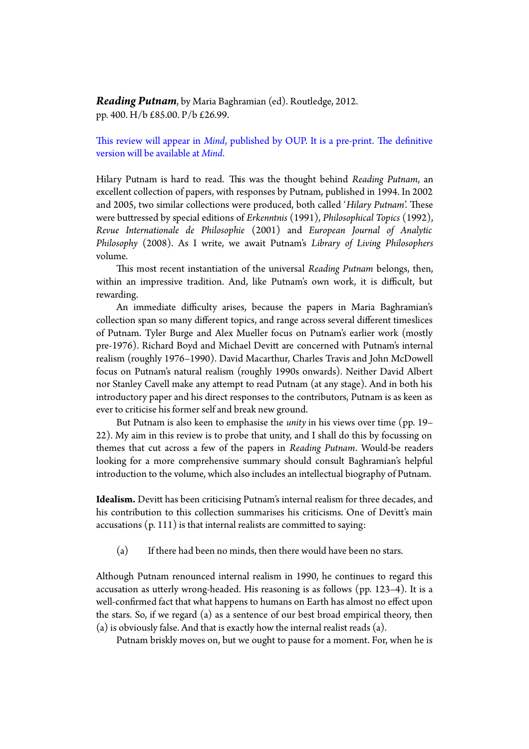***Reading Putnam***, by Maria Baghramian (ed). Routledge, 2012. pp. 400. H/b £85.00. P/b £26.99.

This review will appear in *Mind*, published by OUP. It is a pre-print. The definitive version will be available at *Mind*.

Hilary Putnam is hard to read. This was the thought behind *Reading Putnam*, an excellent collection of papers, with responses by Putnam, published in 1994. In 2002 and 2005, two similar collections were produced, both called '*Hilary Putnam*'. These were buttressed by special editions of *Erkenntnis* (1991), *Philosophical Topics* (1992), *Revue Internationale de Philosophie* (2001) and *European Journal of Analytic Philosophy* (2008). As I write, we await Putnam's *Library of Living Philosophers* volume.

This most recent instantiation of the universal *Reading Putnam* belongs, then, within an impressive tradition. And, like Putnam's own work, it is difficult, but rewarding.

An immediate difficulty arises, because the papers in Maria Baghramian's collection span so many different topics, and range across several different timeslices of Putnam. Tyler Burge and Alex Mueller focus on Putnam's earlier work (mostly pre-1976). Richard Boyd and Michael Devitt are concerned with Putnam's internal realism (roughly 1976–1990). David Macarthur, Charles Travis and John McDowell focus on Putnam's natural realism (roughly 1990s onwards). Neither David Albert nor Stanley Cavell make any attempt to read Putnam (at any stage). And in both his introductory paper and his direct responses to the contributors, Putnam is as keen as ever to criticise his former self and break new ground.

But Putnam is also keen to emphasise the *unity* in his views over time (pp. 19–22). My aim in this review is to probe that unity, and I shall do this by focussing on themes that cut across a few of the papers in *Reading Putnam*. Would-be readers looking for a more comprehensive summary should consult Baghramian's helpful introduction to the volume, which also includes an intellectual biography of Putnam.

**Idealism.** Devitt has been criticising Putnam's internal realism for three decades, and his contribution to this collection summarises his criticisms. One of Devitt's main accusations (p. 111) is that internal realists are committed to saying:

(a) If there had been no minds, then there would have been no stars.

Although Putnam renounced internal realism in 1990, he continues to regard this accusation as utterly wrong-headed. His reasoning is as follows (pp. 123–4). It is a well-confirmed fact that what happens to humans on Earth has almost no effect upon the stars. So, if we regard (a) as a sentence of our best broad empirical theory, then (a) is obviously false. And that is exactly how the internal realist reads (a).

Putnam briskly moves on, but we ought to pause for a moment. For, when he is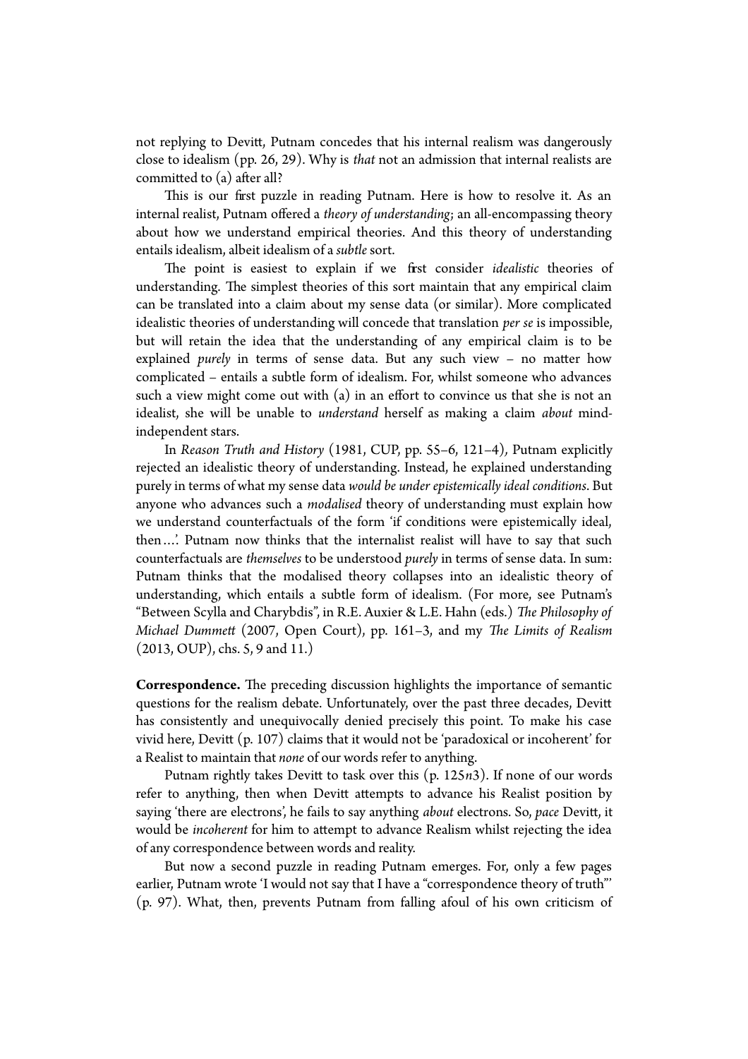not replying to Devitt, Putnam concedes that his internal realism was dangerously close to idealism (pp. 26, 29). Why is *that* not an admission that internal realists are committed to (a) after all?

This is our first puzzle in reading Putnam. Here is how to resolve it. As an internal realist, Putnam offered a *theory of understanding*; an all-encompassing theory about how we understand empirical theories. And this theory of understanding entails idealism, albeit idealism of a *subtle* sort.

The point is easiest to explain if we first consider *idealistic* theories of understanding. The simplest theories of this sort maintain that any empirical claim can be translated into a claim about my sense data (or similar). More complicated idealistic theories of understanding will concede that translation *per se* is impossible, but will retain the idea that the understanding of any empirical claim is to be explained *purely* in terms of sense data. But any such view – no matter how complicated – entails a subtle form of idealism. For, whilst someone who advances such a view might come out with (a) in an effort to convince us that she is not an idealist, she will be unable to *understand* herself as making a claim *about* mind-independent stars.

In *Reason Truth and History* (1981, CUP, pp. 55–6, 121–4), Putnam explicitly rejected an idealistic theory of understanding. Instead, he explained understanding purely in terms of what my sense data *would be under epistemically ideal conditions*. But anyone who advances such a *modalised* theory of understanding must explain how we understand counterfactuals of the form 'if conditions were epistemically ideal, then…'. Putnam now thinks that the internalist realist will have to say that such counterfactuals are *themselves* to be understood *purely* in terms of sense data. In sum: Putnam thinks that the modalised theory collapses into an idealistic theory of understanding, which entails a subtle form of idealism. (For more, see Putnam's "Between Scylla and Charybdis", in R.E. Auxier & L.E. Hahn (eds.) *The Philosophy of Michael Dummett* (2007, Open Court), pp. 161–3, and my *The Limits of Realism* (2013, OUP), chs. 5, 9 and 11.)

**Correspondence.** The preceding discussion highlights the importance of semantic questions for the realism debate. Unfortunately, over the past three decades, Devitt has consistently and unequivocally denied precisely this point. To make his case vivid here, Devitt (p. 107) claims that it would not be 'paradoxical or incoherent' for a Realist to maintain that *none* of our words refer to anything.

Putnam rightly takes Devitt to task over this (p. 125*n*3). If none of our words refer to anything, then when Devitt attempts to advance his Realist position by saying 'there are electrons', he fails to say anything *about* electrons. So, *pace* Devitt, it would be *incoherent* for him to attempt to advance Realism whilst rejecting the idea of any correspondence between words and reality.

But now a second puzzle in reading Putnam emerges. For, only a few pages earlier, Putnam wrote 'I would not say that I have a "correspondence theory of truth"' (p. 97). What, then, prevents Putnam from falling afoul of his own criticism of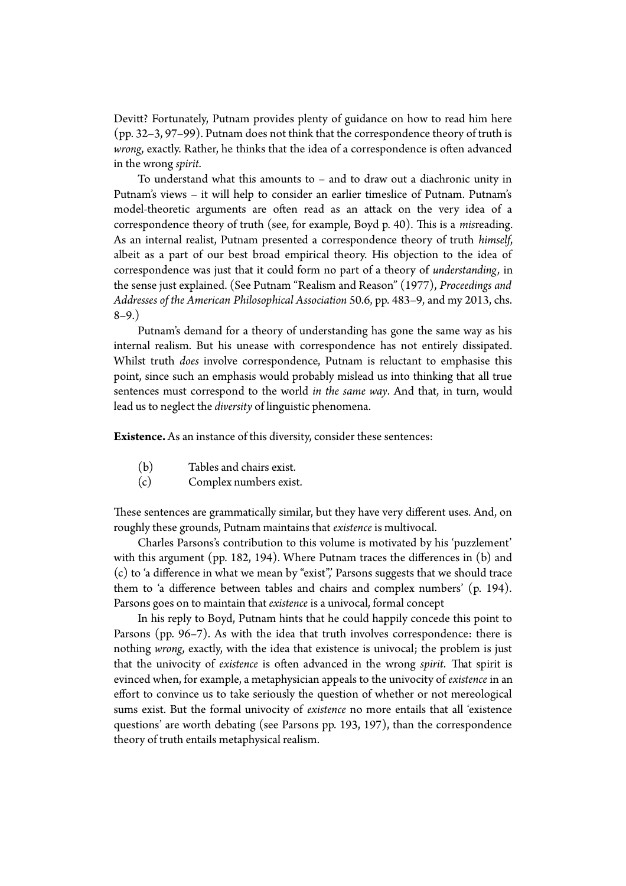Devitt? Fortunately, Putnam provides plenty of guidance on how to read him here (pp. 32–3, 97–99). Putnam does not think that the correspondence theory of truth is *wrong*, exactly. Rather, he thinks that the idea of a correspondence is often advanced in the wrong *spirit*.

To understand what this amounts to – and to draw out a diachronic unity in Putnam's views – it will help to consider an earlier timeslice of Putnam. Putnam's model-theoretic arguments are often read as an attack on the very idea of a correspondence theory of truth (see, for example, Boyd p. 40). This is a *mis*reading. As an internal realist, Putnam presented a correspondence theory of truth *himself*, albeit as a part of our best broad empirical theory. His objection to the idea of correspondence was just that it could form no part of a theory of *understanding*, in the sense just explained. (See Putnam "Realism and Reason" (1977), *Proceedings and Addresses of the American Philosophical Association* 50.6, pp. 483–9, and my 2013, chs. 8–9.)

Putnam's demand for a theory of understanding has gone the same way as his internal realism. But his unease with correspondence has not entirely dissipated. Whilst truth *does* involve correspondence, Putnam is reluctant to emphasise this point, since such an emphasis would probably mislead us into thinking that all true sentences must correspond to the world *in the same way*. And that, in turn, would lead us to neglect the *diversity* of linguistic phenomena.

**Existence.** As an instance of this diversity, consider these sentences:

(b) Tables and chairs exist.
(c) Complex numbers exist.

These sentences are grammatically similar, but they have very different uses. And, on roughly these grounds, Putnam maintains that *existence* is multivocal.

Charles Parsons's contribution to this volume is motivated by his 'puzzlement' with this argument (pp. 182, 194). Where Putnam traces the differences in (b) and (c) to 'a difference in what we mean by "exist",' Parsons suggests that we should trace them to 'a difference between tables and chairs and complex numbers' (p. 194). Parsons goes on to maintain that *existence* is a univocal, formal concept

In his reply to Boyd, Putnam hints that he could happily concede this point to Parsons (pp. 96–7). As with the idea that truth involves correspondence: there is nothing *wrong*, exactly, with the idea that existence is univocal; the problem is just that the univocity of *existence* is often advanced in the wrong *spirit*. That spirit is evinced when, for example, a metaphysician appeals to the univocity of *existence* in an effort to convince us to take seriously the question of whether or not mereological sums exist. But the formal univocity of *existence* no more entails that all 'existence questions' are worth debating (see Parsons pp. 193, 197), than the correspondence theory of truth entails metaphysical realism.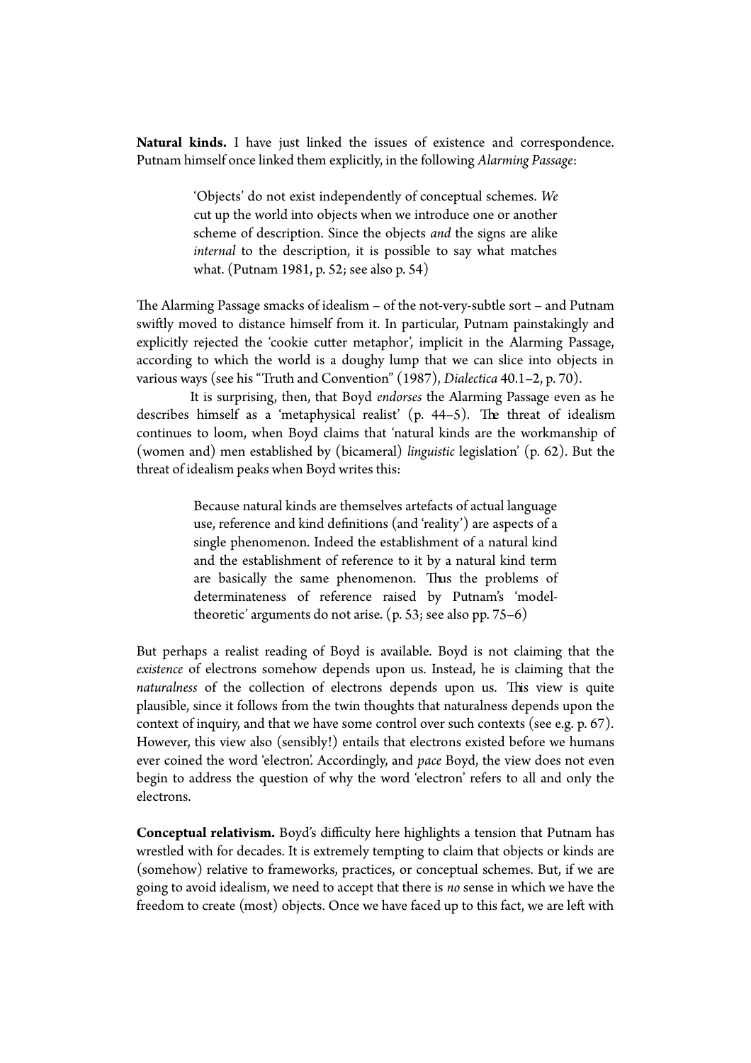**Natural kinds.** I have just linked the issues of existence and correspondence. Putnam himself once linked them explicitly, in the following *Alarming Passage*:

> 'Objects' do not exist independently of conceptual schemes. *We* cut up the world into objects when we introduce one or another scheme of description. Since the objects *and* the signs are alike *internal* to the description, it is possible to say what matches what. (Putnam 1981, p. 52; see also p. 54)

The Alarming Passage smacks of idealism – of the not-very-subtle sort – and Putnam swiftly moved to distance himself from it. In particular, Putnam painstakingly and explicitly rejected the 'cookie cutter metaphor', implicit in the Alarming Passage, according to which the world is a doughy lump that we can slice into objects in various ways (see his "Truth and Convention" (1987), *Dialectica* 40.1–2, p. 70).

It is surprising, then, that Boyd *endorses* the Alarming Passage even as he describes himself as a 'metaphysical realist' (p. 44–5). The threat of idealism continues to loom, when Boyd claims that 'natural kinds are the workmanship of (women and) men established by (bicameral) *linguistic* legislation' (p. 62). But the threat of idealism peaks when Boyd writes this:

> Because natural kinds are themselves artefacts of actual language use, reference and kind definitions (and 'reality') are aspects of a single phenomenon. Indeed the establishment of a natural kind and the establishment of reference to it by a natural kind term are basically the same phenomenon. Thus the problems of determinateness of reference raised by Putnam's 'model-theoretic' arguments do not arise. (p. 53; see also pp. 75–6)

But perhaps a realist reading of Boyd is available. Boyd is not claiming that the *existence* of electrons somehow depends upon us. Instead, he is claiming that the *naturalness* of the collection of electrons depends upon us. This view is quite plausible, since it follows from the twin thoughts that naturalness depends upon the context of inquiry, and that we have some control over such contexts (see e.g. p. 67). However, this view also (sensibly!) entails that electrons existed before we humans ever coined the word 'electron'. Accordingly, and *pace* Boyd, the view does not even begin to address the question of why the word 'electron' refers to all and only the electrons.

**Conceptual relativism.** Boyd's difficulty here highlights a tension that Putnam has wrestled with for decades. It is extremely tempting to claim that objects or kinds are (somehow) relative to frameworks, practices, or conceptual schemes. But, if we are going to avoid idealism, we need to accept that there is *no* sense in which we have the freedom to create (most) objects. Once we have faced up to this fact, we are left with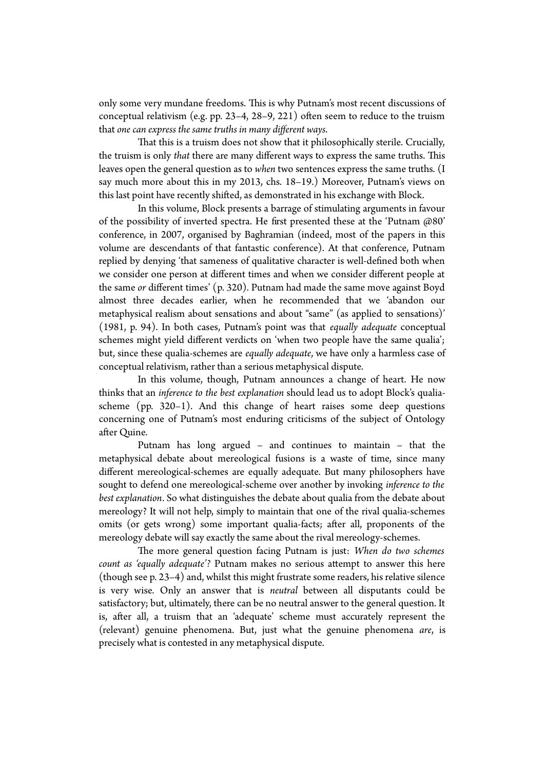only some very mundane freedoms. This is why Putnam's most recent discussions of conceptual relativism (e.g. pp. 23–4, 28–9, 221) often seem to reduce to the truism that *one can express the same truths in many different ways*.

That this is a truism does not show that it philosophically sterile. Crucially, the truism is only *that* there are many different ways to express the same truths. This leaves open the general question as to *when* two sentences express the same truths. (I say much more about this in my 2013, chs. 18–19.) Moreover, Putnam's views on this last point have recently shifted, as demonstrated in his exchange with Block.

In this volume, Block presents a barrage of stimulating arguments in favour of the possibility of inverted spectra. He first presented these at the 'Putnam @80' conference, in 2007, organised by Baghramian (indeed, most of the papers in this volume are descendants of that fantastic conference). At that conference, Putnam replied by denying 'that sameness of qualitative character is well-defined both when we consider one person at different times and when we consider different people at the same *or* different times' (p. 320). Putnam had made the same move against Boyd almost three decades earlier, when he recommended that we 'abandon our metaphysical realism about sensations and about "same" (as applied to sensations)' (1981, p. 94). In both cases, Putnam's point was that *equally adequate* conceptual schemes might yield different verdicts on 'when two people have the same qualia'; but, since these qualia-schemes are *equally adequate*, we have only a harmless case of conceptual relativism, rather than a serious metaphysical dispute.

In this volume, though, Putnam announces a change of heart. He now thinks that an *inference to the best explanation* should lead us to adopt Block's qualia-scheme (pp. 320–1). And this change of heart raises some deep questions concerning one of Putnam's most enduring criticisms of the subject of Ontology after Quine.

Putnam has long argued – and continues to maintain – that the metaphysical debate about mereological fusions is a waste of time, since many different mereological-schemes are equally adequate. But many philosophers have sought to defend one mereological-scheme over another by invoking *inference to the best explanation*. So what distinguishes the debate about qualia from the debate about mereology? It will not help, simply to maintain that one of the rival qualia-schemes omits (or gets wrong) some important qualia-facts; after all, proponents of the mereology debate will say exactly the same about the rival mereology-schemes.

The more general question facing Putnam is just: *When do two schemes count as 'equally adequate'*? Putnam makes no serious attempt to answer this here (though see p. 23–4) and, whilst this might frustrate some readers, his relative silence is very wise. Only an answer that is *neutral* between all disputants could be satisfactory; but, ultimately, there can be no neutral answer to the general question. It is, after all, a truism that an 'adequate' scheme must accurately represent the (relevant) genuine phenomena. But, just what the genuine phenomena *are*, is precisely what is contested in any metaphysical dispute.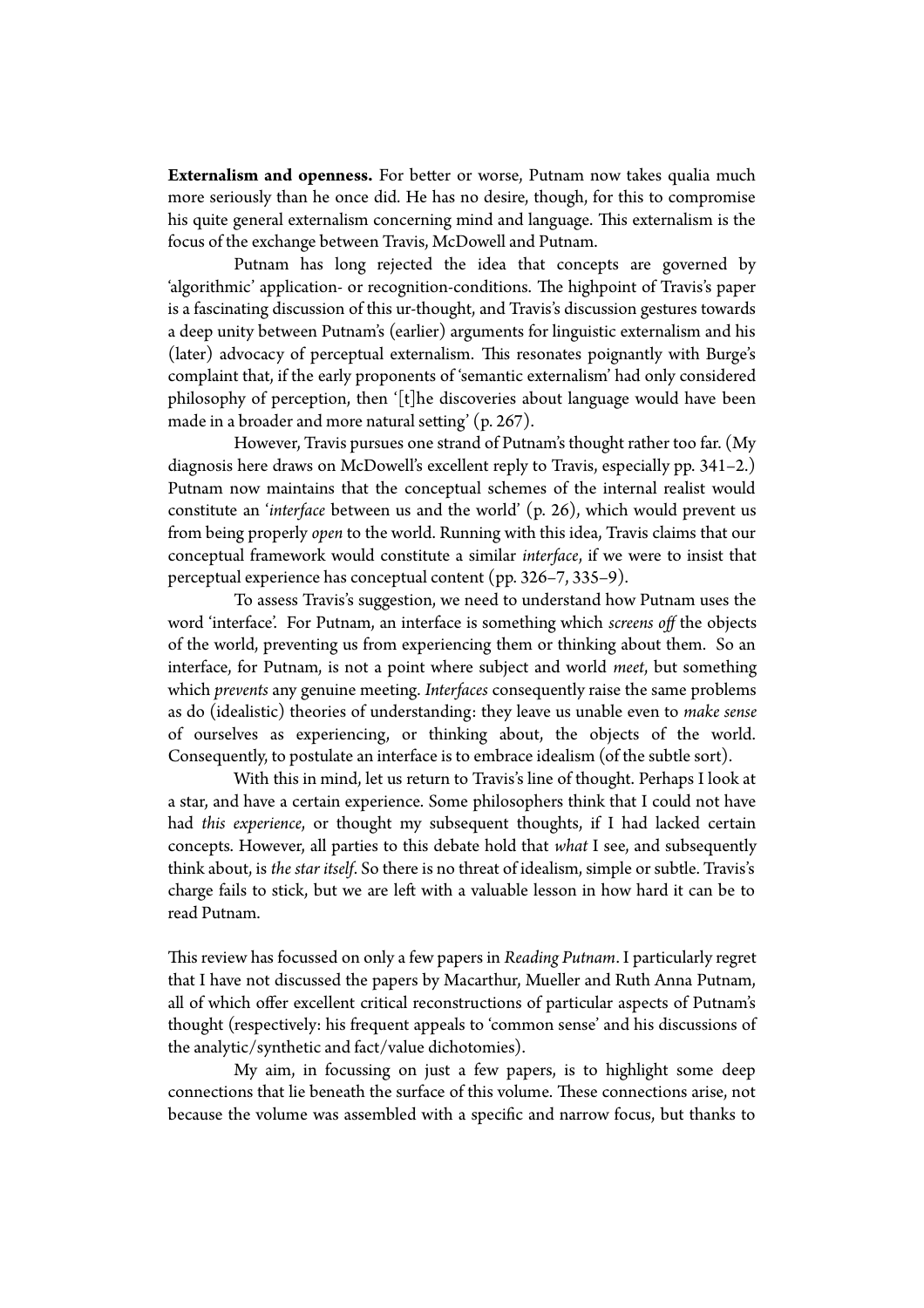**Externalism and openness.** For better or worse, Putnam now takes qualia much more seriously than he once did. He has no desire, though, for this to compromise his quite general externalism concerning mind and language. This externalism is the focus of the exchange between Travis, McDowell and Putnam.

Putnam has long rejected the idea that concepts are governed by 'algorithmic' application- or recognition-conditions. The highpoint of Travis's paper is a fascinating discussion of this ur-thought, and Travis's discussion gestures towards a deep unity between Putnam's (earlier) arguments for linguistic externalism and his (later) advocacy of perceptual externalism. This resonates poignantly with Burge's complaint that, if the early proponents of 'semantic externalism' had only considered philosophy of perception, then '[t]he discoveries about language would have been made in a broader and more natural setting' (p. 267).

However, Travis pursues one strand of Putnam's thought rather too far. (My diagnosis here draws on McDowell's excellent reply to Travis, especially pp. 341–2.) Putnam now maintains that the conceptual schemes of the internal realist would constitute an '*interface* between us and the world' (p. 26), which would prevent us from being properly *open* to the world. Running with this idea, Travis claims that our conceptual framework would constitute a similar *interface*, if we were to insist that perceptual experience has conceptual content (pp. 326–7, 335–9).

To assess Travis's suggestion, we need to understand how Putnam uses the word 'interface'. For Putnam, an interface is something which *screens off* the objects of the world, preventing us from experiencing them or thinking about them. So an interface, for Putnam, is not a point where subject and world *meet*, but something which *prevents* any genuine meeting. *Interfaces* consequently raise the same problems as do (idealistic) theories of understanding: they leave us unable even to *make sense* of ourselves as experiencing, or thinking about, the objects of the world. Consequently, to postulate an interface is to embrace idealism (of the subtle sort).

With this in mind, let us return to Travis's line of thought. Perhaps I look at a star, and have a certain experience. Some philosophers think that I could not have had *this experience*, or thought my subsequent thoughts, if I had lacked certain concepts. However, all parties to this debate hold that *what* I see, and subsequently think about, is *the star itself*. So there is no threat of idealism, simple or subtle. Travis's charge fails to stick, but we are left with a valuable lesson in how hard it can be to read Putnam.

This review has focussed on only a few papers in *Reading Putnam*. I particularly regret that I have not discussed the papers by Macarthur, Mueller and Ruth Anna Putnam, all of which offer excellent critical reconstructions of particular aspects of Putnam's thought (respectively: his frequent appeals to 'common sense' and his discussions of the analytic/synthetic and fact/value dichotomies).

My aim, in focussing on just a few papers, is to highlight some deep connections that lie beneath the surface of this volume. These connections arise, not because the volume was assembled with a specific and narrow focus, but thanks to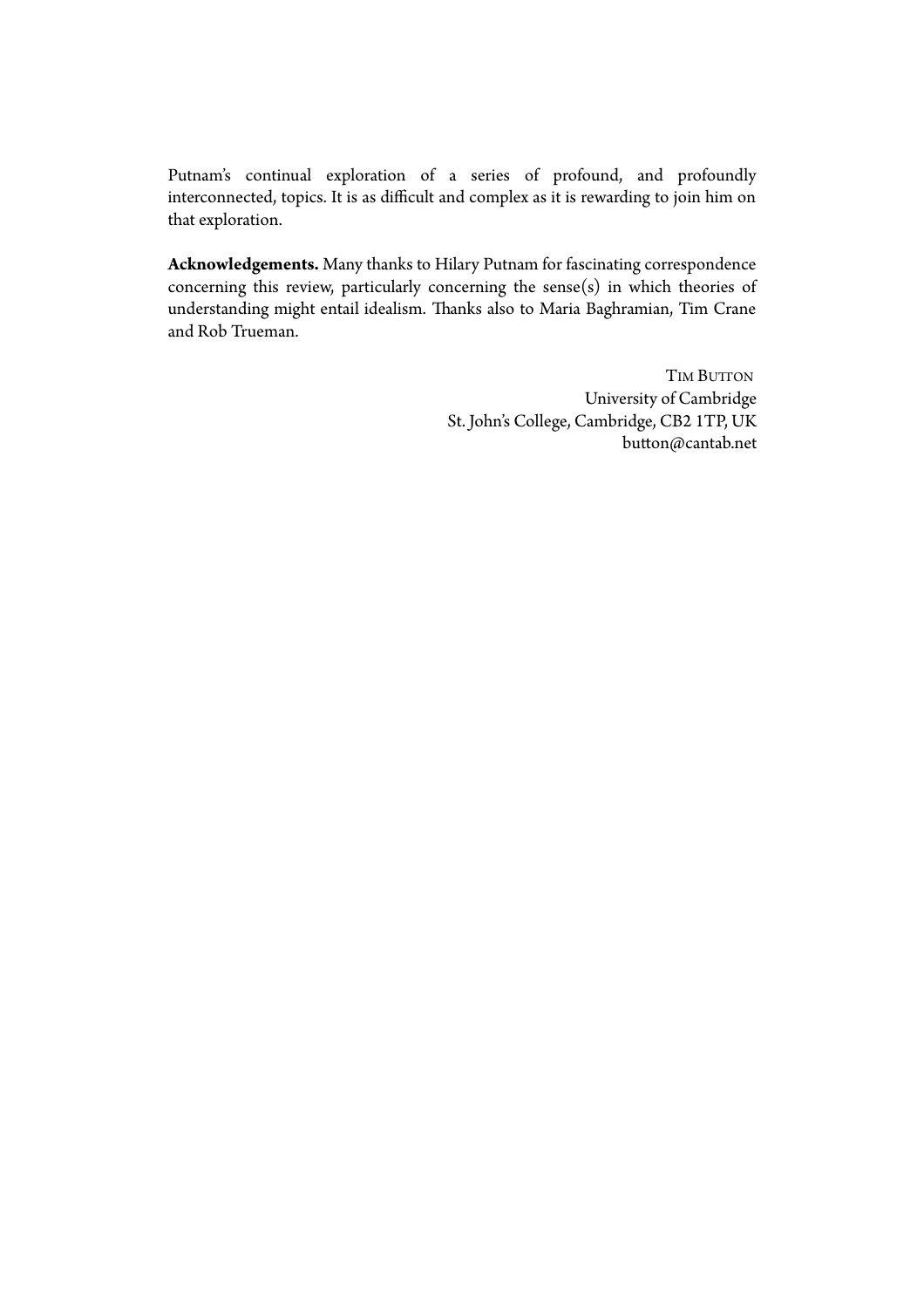Putnam's continual exploration of a series of profound, and profoundly interconnected, topics. It is as difficult and complex as it is rewarding to join him on that exploration.

**Acknowledgements.** Many thanks to Hilary Putnam for fascinating correspondence concerning this review, particularly concerning the sense(s) in which theories of understanding might entail idealism. Thanks also to Maria Baghramian, Tim Crane and Rob Trueman.

Tim Button
University of Cambridge
St. John's College, Cambridge, CB2 1TP, UK
button@cantab.net